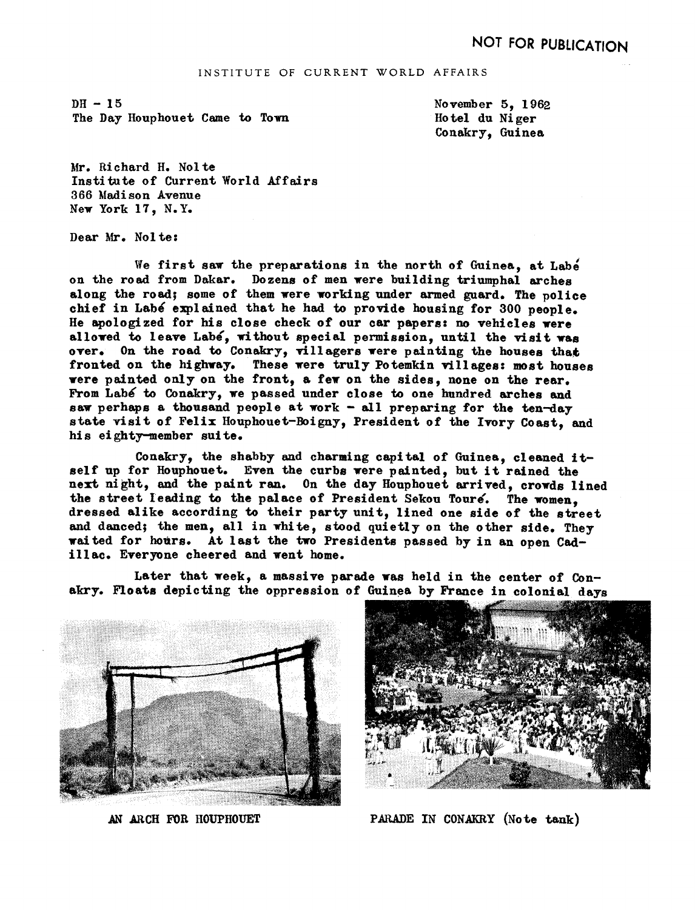NOT FOR PUBLICATION

INSTITUTE OF CURRENT WORLD AFFAIRS

DH - 15
The Day Houphouet Came to Town

November 5, 1962
Hotel du Niger
Conakry, Guinea

Mr. Richard H. Nolte
Institute of Current World Affairs
366 Madison Avenue
New York 17, N.Y.

Dear Mr. Nolte:

We first saw the preparations in the north of Guinea, at Labé on the road from Dakar. Dozens of men were building triumphal arches along the road; some of them were working under armed guard. The police chief in Labé explained that he had to provide housing for 300 people. He apologized for his close check of our car papers: no vehicles were allowed to leave Labé, without special permission, until the visit was over. On the road to Conakry, villagers were painting the houses that fronted on the highway. These were truly Potemkin villages: most houses were painted only on the front, a few on the sides, none on the rear. From Labé to Conakry, we passed under close to one hundred arches and saw perhaps a thousand people at work - all preparing for the ten-day state visit of Felix Houphouet-Boigny, President of the Ivory Coast, and his eighty-member suite.

Conakry, the shabby and charming capital of Guinea, cleaned itself up for Houphouet. Even the curbs were painted, but it rained the next night, and the paint ran. On the day Houphouet arrived, crowds lined the street leading to the palace of President Sekou Touré. The women, dressed alike according to their party unit, lined one side of the street and danced; the men, all in white, stood quietly on the other side. They waited for hours. At last the two Presidents passed by in an open Cadillac. Everyone cheered and went home.

Later that week, a massive parade was held in the center of Conakry. Floats depicting the oppression of Guinea by France in colonial days

AN ARCH FOR HOUPHOUET

PARADE IN CONAKRY (Note tank)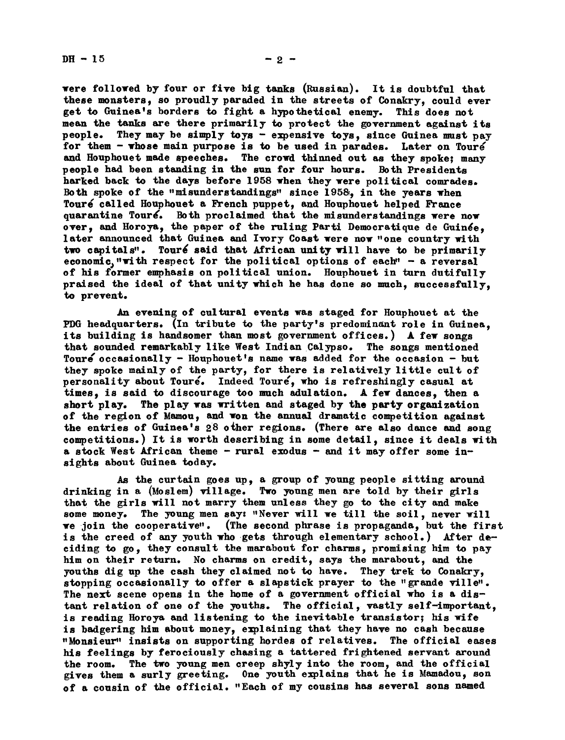were followed by four or five big tanks (Russian). It is doubtful that these monsters, so proudly paraded in the streets of Conakry, could ever get to Guinea's borders to fight a hypothetical enemy. This does not mean the tanks are there primarily to protect the government against its people. They may be simply toys - expensive toys, since Guinea must pay for them - whose main purpose is to be used in parades. Later on Touré and Houphouet made speeches. The crowd thinned out as they spoke; many people had been standing in the sun for four hours. Both Presidents harked back to the days before 1958 when they were political comrades. Both spoke of the "misunderstandings" since 1958, in the years when Touré called Houphouet a French puppet, and Houphouet helped France quarantine Touré. Both proclaimed that the misunderstandings were now over, and Horoya, the paper of the ruling Parti Democratique de Guinée, later announced that Guinea and Ivory Coast were now "one country with two capitals". Touré said that African unity will have to be primarily economic, "with respect for the political options of each" - a reversal of his former emphasis on political union. Houphouet in turn dutifully praised the ideal of that unity which he has done so much, successfully, to prevent.

An evening of cultural events was staged for Houphouet at the PDG headquarters. (In tribute to the party's predominant role in Guinea, its building is handsomer than most government offices.) A few songs that sounded remarkably like West Indian Calypso. The songs mentioned Touré occasionally - Houphouet's name was added for the occasion - but they spoke mainly of the party, for there is relatively little cult of personality about Touré. Indeed Touré, who is refreshingly casual at times, is said to discourage too much adulation. A few dances, then a short play. The play was written and staged by the party organization of the region of Mamou, and won the annual dramatic competition against the entries of Guinea's 28 other regions. (There are also dance and song competitions.) It is worth describing in some detail, since it deals with a stock West African theme - rural exodus - and it may offer some insights about Guinea today.

As the curtain goes up, a group of young people sitting around drinking in a (Moslem) village. Two young men are told by their girls that the girls will not marry them unless they go to the city and make some money. The young men say: "Never will we till the soil, never will we join the cooperative". (The second phrase is propaganda, but the first is the creed of any youth who gets through elementary school.) After deciding to go, they consult the marabout for charms, promising him to pay him on their return. No charms on credit, says the marabout, and the youths dig up the cash they claimed not to have. They trek to Conakry, stopping occasionally to offer a slapstick prayer to the "grande ville". The next scene opens in the home of a government official who is a distant relation of one of the youths. The official, vastly self-important, is reading Horoya and listening to the inevitable transistor; his wife is badgering him about money, explaining that they have no cash because "Monsieur" insists on supporting hordes of relatives. The official eases his feelings by ferociously chasing a tattered frightened servant around the room. The two young men creep shyly into the room, and the official gives them a surly greeting. One youth explains that he is Mamadou, son of a cousin of the official. "Each of my cousins has several sons named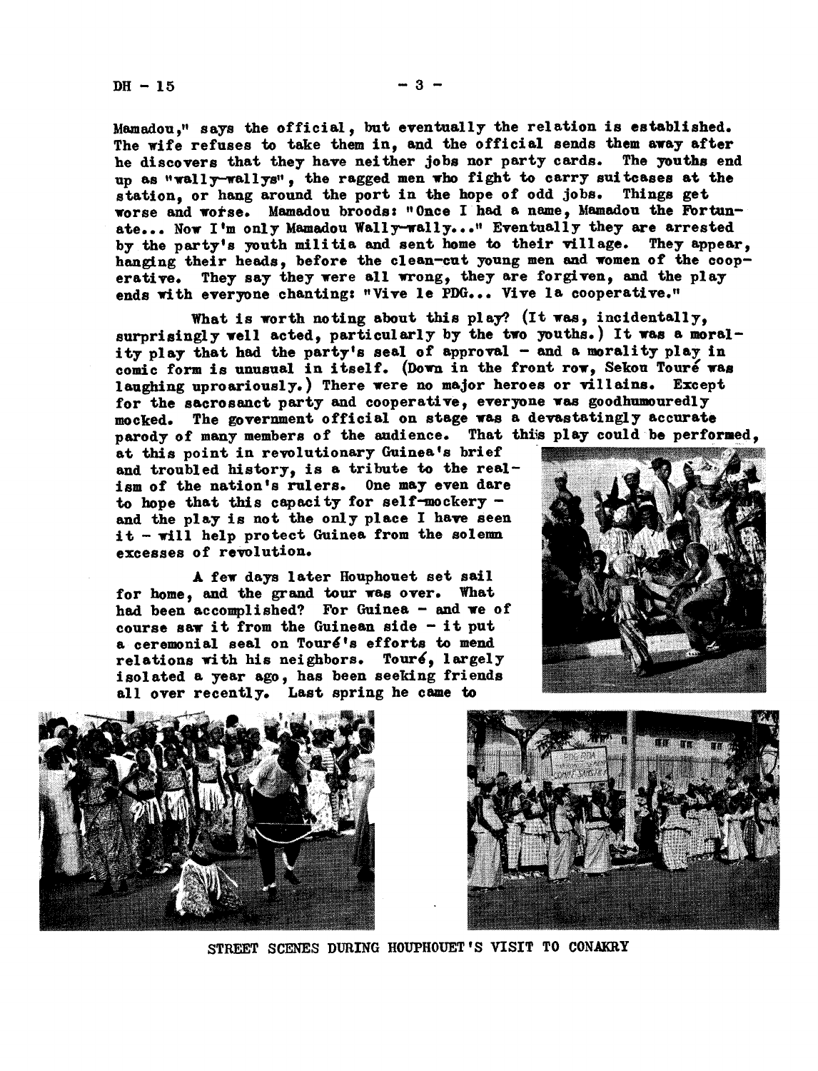Mamadou," says the official, but eventually the relation is established. The wife refuses to take them in, and the official sends them away after he discovers that they have neither jobs nor party cards. The youths end up as "wally-wallys", the ragged men who fight to carry suitcases at the station, or hang around the port in the hope of odd jobs. Things get worse and worse. Mamadou broods: "Once I had a name, Mamadou the Fortunate... Now I'm only Mamadou Wally-wally..." Eventually they are arrested by the party's youth militia and sent home to their village. They appear, hanging their heads, before the clean-cut young men and women of the cooperative. They say they were all wrong, they are forgiven, and the play ends with everyone chanting: "Vive le PDG... Vive la cooperative."

What is worth noting about this play? (It was, incidentally, surprisingly well acted, particularly by the two youths.) It was a morality play that had the party's seal of approval - and a morality play in comic form is unusual in itself. (Down in the front row, Sekou Touré was laughing uproariously.) There were no major heroes or villains. Except for the sacrosanct party and cooperative, everyone was goodhumouredly mocked. The government official on stage was a devastatingly accurate parody of many members of the audience. That this play could be performed, at this point in revolutionary Guinea's brief and troubled history, is a tribute to the realism of the nation's rulers. One may even dare to hope that this capacity for self-mockery - and the play is not the only place I have seen it - will help protect Guinea from the solemn excesses of revolution.

A few days later Houphouet set sail for home, and the grand tour was over. What had been accomplished? For Guinea - and we of course saw it from the Guinean side - it put a ceremonial seal on Touré's efforts to mend relations with his neighbors. Touré, largely isolated a year ago, has been seeking friends all over recently. Last spring he came to

STREET SCENES DURING HOUPHOUET'S VISIT TO CONAKRY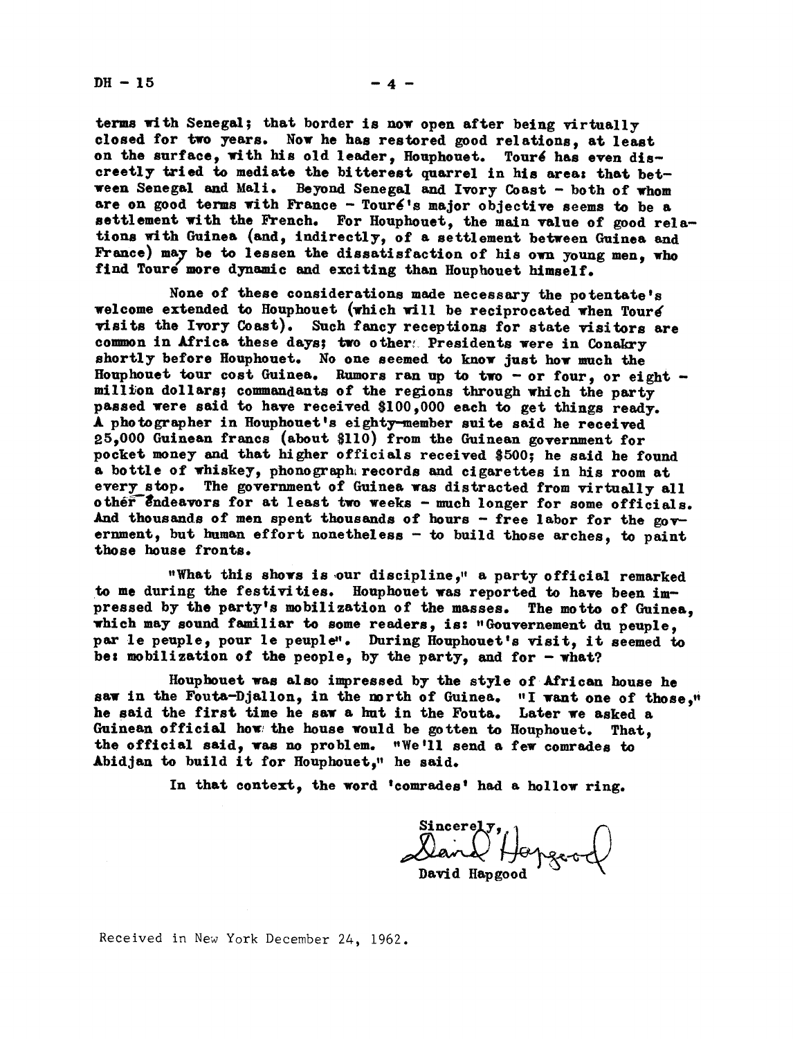terms with Senegal; that border is now open after being virtually closed for two years. Now he has restored good relations, at least on the surface, with his old leader, Houphouet. Touré has even discreetly tried to mediate the bitterest quarrel in his area: that between Senegal and Mali. Beyond Senegal and Ivory Coast - both of whom are on good terms with France - Touré's major objective seems to be a settlement with the French. For Houphouet, the main value of good relations with Guinea (and, indirectly, of a settlement between Guinea and France) may be to lessen the dissatisfaction of his own young men, who find Touré more dynamic and exciting than Houphouet himself.

None of these considerations made necessary the potentate's welcome extended to Houphouet (which will be reciprocated when Touré visits the Ivory Coast). Such fancy receptions for state visitors are common in Africa these days; two other Presidents were in Conakry shortly before Houphouet. No one seemed to know just how much the Houphouet tour cost Guinea. Rumors ran up to two - or four, or eight - million dollars; commandants of the regions through which the party passed were said to have received $100,000 each to get things ready. A photographer in Houphouet's eighty-member suite said he received 25,000 Guinean francs (about $110) from the Guinean government for pocket money and that higher officials received $500; he said he found a bottle of whiskey, phonograph records and cigarettes in his room at every stop. The government of Guinea was distracted from virtually all other endeavors for at least two weeks - much longer for some officials. And thousands of men spent thousands of hours - free labor for the government, but human effort nonetheless - to build those arches, to paint those house fronts.

"What this shows is our discipline," a party official remarked to me during the festivities. Houphouet was reported to have been impressed by the party's mobilization of the masses. The motto of Guinea, which may sound familiar to some readers, is: "Gouvernement du peuple, par le peuple, pour le peuple". During Houphouet's visit, it seemed to be: mobilization of the people, by the party, and for - what?

Houphouet was also impressed by the style of African house he saw in the Fouta-Djallon, in the north of Guinea. "I want one of those," he said the first time he saw a hut in the Fouta. Later we asked a Guinean official how the house would be gotten to Houphouet. That, the official said, was no problem. "We'll send a few comrades to Abidjan to build it for Houphouet," he said.

In that context, the word 'comrades' had a hollow ring.

Sincerely,

David Hapgood

David Hapgood

Received in New York December 24, 1962.